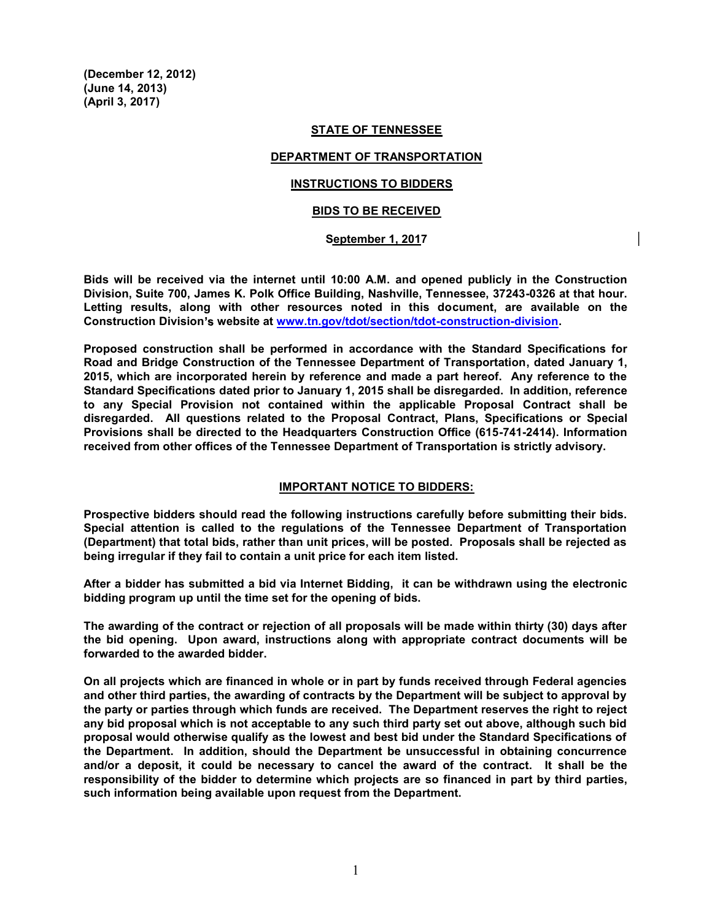**(December 12, 2012)**
**(June 14, 2013)**
**(April 3, 2017)**

# STATE OF TENNESSEE

## DEPARTMENT OF TRANSPORTATION

## INSTRUCTIONS TO BIDDERS

## BIDS TO BE RECEIVED

### September 1, 2017

**Bids will be received via the internet until 10:00 A.M. and opened publicly in the Construction Division, Suite 700, James K. Polk Office Building, Nashville, Tennessee, 37243-0326 at that hour. Letting results, along with other resources noted in this document, are available on the Construction Division's website at [www.tn.gov/tdot/section/tdot-construction-division](www.tn.gov/tdot/section/tdot-construction-division).**

**Proposed construction shall be performed in accordance with the Standard Specifications for Road and Bridge Construction of the Tennessee Department of Transportation, dated January 1, 2015, which are incorporated herein by reference and made a part hereof. Any reference to the Standard Specifications dated prior to January 1, 2015 shall be disregarded. In addition, reference to any Special Provision not contained within the applicable Proposal Contract shall be disregarded. All questions related to the Proposal Contract, Plans, Specifications or Special Provisions shall be directed to the Headquarters Construction Office (615-741-2414). Information received from other offices of the Tennessee Department of Transportation is strictly advisory.**

### IMPORTANT NOTICE TO BIDDERS:

**Prospective bidders should read the following instructions carefully before submitting their bids. Special attention is called to the regulations of the Tennessee Department of Transportation (Department) that total bids, rather than unit prices, will be posted. Proposals shall be rejected as being irregular if they fail to contain a unit price for each item listed.**

**After a bidder has submitted a bid via Internet Bidding, it can be withdrawn using the electronic bidding program up until the time set for the opening of bids.**

**The awarding of the contract or rejection of all proposals will be made within thirty (30) days after the bid opening. Upon award, instructions along with appropriate contract documents will be forwarded to the awarded bidder.**

**On all projects which are financed in whole or in part by funds received through Federal agencies and other third parties, the awarding of contracts by the Department will be subject to approval by the party or parties through which funds are received. The Department reserves the right to reject any bid proposal which is not acceptable to any such third party set out above, although such bid proposal would otherwise qualify as the lowest and best bid under the Standard Specifications of the Department. In addition, should the Department be unsuccessful in obtaining concurrence and/or a deposit, it could be necessary to cancel the award of the contract. It shall be the responsibility of the bidder to determine which projects are so financed in part by third parties, such information being available upon request from the Department.**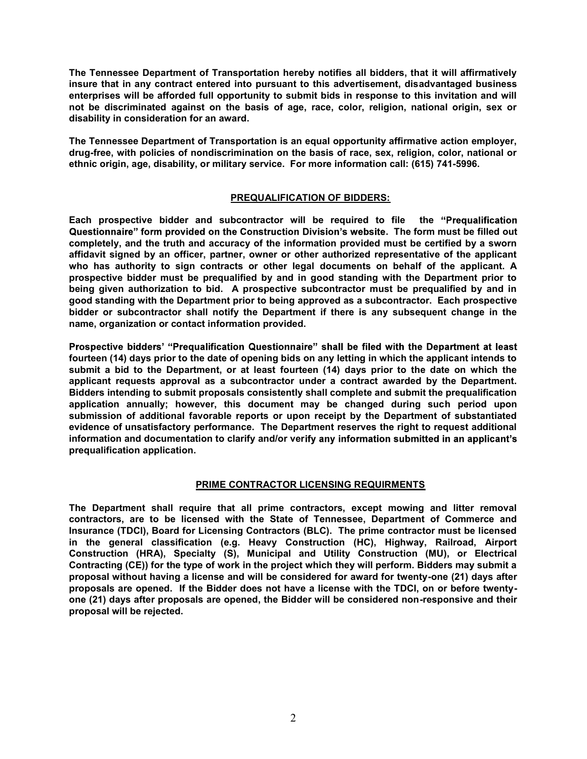**The Tennessee Department of Transportation hereby notifies all bidders, that it will affirmatively insure that in any contract entered into pursuant to this advertisement, disadvantaged business enterprises will be afforded full opportunity to submit bids in response to this invitation and will not be discriminated against on the basis of age, race, color, religion, national origin, sex or disability in consideration for an award.**

**The Tennessee Department of Transportation is an equal opportunity affirmative action employer, drug-free, with policies of nondiscrimination on the basis of race, sex, religion, color, national or ethnic origin, age, disability, or military service. For more information call: (615) 741-5996.**

## PREQUALIFICATION OF BIDDERS:

**Each prospective bidder and subcontractor will be required to file the "Prequalification Questionnaire" form provided on the Construction Division's website. The form must be filled out completely, and the truth and accuracy of the information provided must be certified by a sworn affidavit signed by an officer, partner, owner or other authorized representative of the applicant who has authority to sign contracts or other legal documents on behalf of the applicant. A prospective bidder must be prequalified by and in good standing with the Department prior to being given authorization to bid. A prospective subcontractor must be prequalified by and in good standing with the Department prior to being approved as a subcontractor. Each prospective bidder or subcontractor shall notify the Department if there is any subsequent change in the name, organization or contact information provided.**

**Prospective bidders' "Prequalification Questionnaire" shall be filed with the Department at least fourteen (14) days prior to the date of opening bids on any letting in which the applicant intends to submit a bid to the Department, or at least fourteen (14) days prior to the date on which the applicant requests approval as a subcontractor under a contract awarded by the Department. Bidders intending to submit proposals consistently shall complete and submit the prequalification application annually; however, this document may be changed during such period upon submission of additional favorable reports or upon receipt by the Department of substantiated evidence of unsatisfactory performance. The Department reserves the right to request additional information and documentation to clarify and/or verify any information submitted in an applicant's prequalification application.**

## PRIME CONTRACTOR LICENSING REQUIRMENTS

**The Department shall require that all prime contractors, except mowing and litter removal contractors, are to be licensed with the State of Tennessee, Department of Commerce and Insurance (TDCI), Board for Licensing Contractors (BLC). The prime contractor must be licensed in the general classification (e.g. Heavy Construction (HC), Highway, Railroad, Airport Construction (HRA), Specialty (S), Municipal and Utility Construction (MU), or Electrical Contracting (CE)) for the type of work in the project which they will perform. Bidders may submit a proposal without having a license and will be considered for award for twenty-one (21) days after proposals are opened. If the Bidder does not have a license with the TDCI, on or before twenty-one (21) days after proposals are opened, the Bidder will be considered non-responsive and their proposal will be rejected.**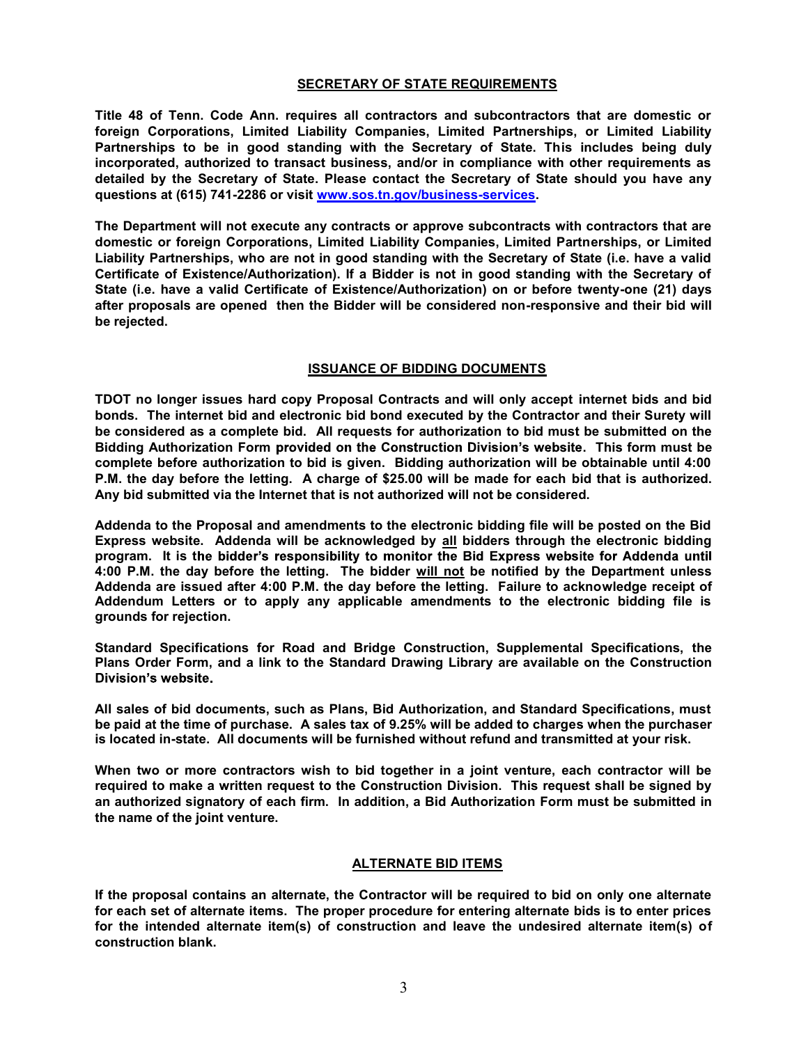## SECRETARY OF STATE REQUIREMENTS

**Title 48 of Tenn. Code Ann. requires all contractors and subcontractors that are domestic or foreign Corporations, Limited Liability Companies, Limited Partnerships, or Limited Liability Partnerships to be in good standing with the Secretary of State. This includes being duly incorporated, authorized to transact business, and/or in compliance with other requirements as detailed by the Secretary of State. Please contact the Secretary of State should you have any questions at (615) 741-2286 or visit [www.sos.tn.gov/business-services](http://www.sos.tn.gov/business-services).**

**The Department will not execute any contracts or approve subcontracts with contractors that are domestic or foreign Corporations, Limited Liability Companies, Limited Partnerships, or Limited Liability Partnerships, who are not in good standing with the Secretary of State (i.e. have a valid Certificate of Existence/Authorization). If a Bidder is not in good standing with the Secretary of State (i.e. have a valid Certificate of Existence/Authorization) on or before twenty-one (21) days after proposals are opened then the Bidder will be considered non-responsive and their bid will be rejected.**

## ISSUANCE OF BIDDING DOCUMENTS

**TDOT no longer issues hard copy Proposal Contracts and will only accept internet bids and bid bonds. The internet bid and electronic bid bond executed by the Contractor and their Surety will be considered as a complete bid. All requests for authorization to bid must be submitted on the Bidding Authorization Form provided on the Construction Division's website. This form must be complete before authorization to bid is given. Bidding authorization will be obtainable until 4:00 P.M. the day before the letting. A charge of $25.00 will be made for each bid that is authorized. Any bid submitted via the Internet that is not authorized will not be considered.**

**Addenda to the Proposal and amendments to the electronic bidding file will be posted on the Bid Express website. Addenda will be acknowledged by <u>all</u> bidders through the electronic bidding program. It is the bidder's responsibility to monitor the Bid Express website for Addenda until 4:00 P.M. the day before the letting. The bidder <u>will not</u> be notified by the Department unless Addenda are issued after 4:00 P.M. the day before the letting. Failure to acknowledge receipt of Addendum Letters or to apply any applicable amendments to the electronic bidding file is grounds for rejection.**

**Standard Specifications for Road and Bridge Construction, Supplemental Specifications, the Plans Order Form, and a link to the Standard Drawing Library are available on the Construction Division's website.**

**All sales of bid documents, such as Plans, Bid Authorization, and Standard Specifications, must be paid at the time of purchase. A sales tax of 9.25% will be added to charges when the purchaser is located in-state. All documents will be furnished without refund and transmitted at your risk.**

**When two or more contractors wish to bid together in a joint venture, each contractor will be required to make a written request to the Construction Division. This request shall be signed by an authorized signatory of each firm. In addition, a Bid Authorization Form must be submitted in the name of the joint venture.**

## ALTERNATE BID ITEMS

**If the proposal contains an alternate, the Contractor will be required to bid on only one alternate for each set of alternate items. The proper procedure for entering alternate bids is to enter prices for the intended alternate item(s) of construction and leave the undesired alternate item(s) of construction blank.**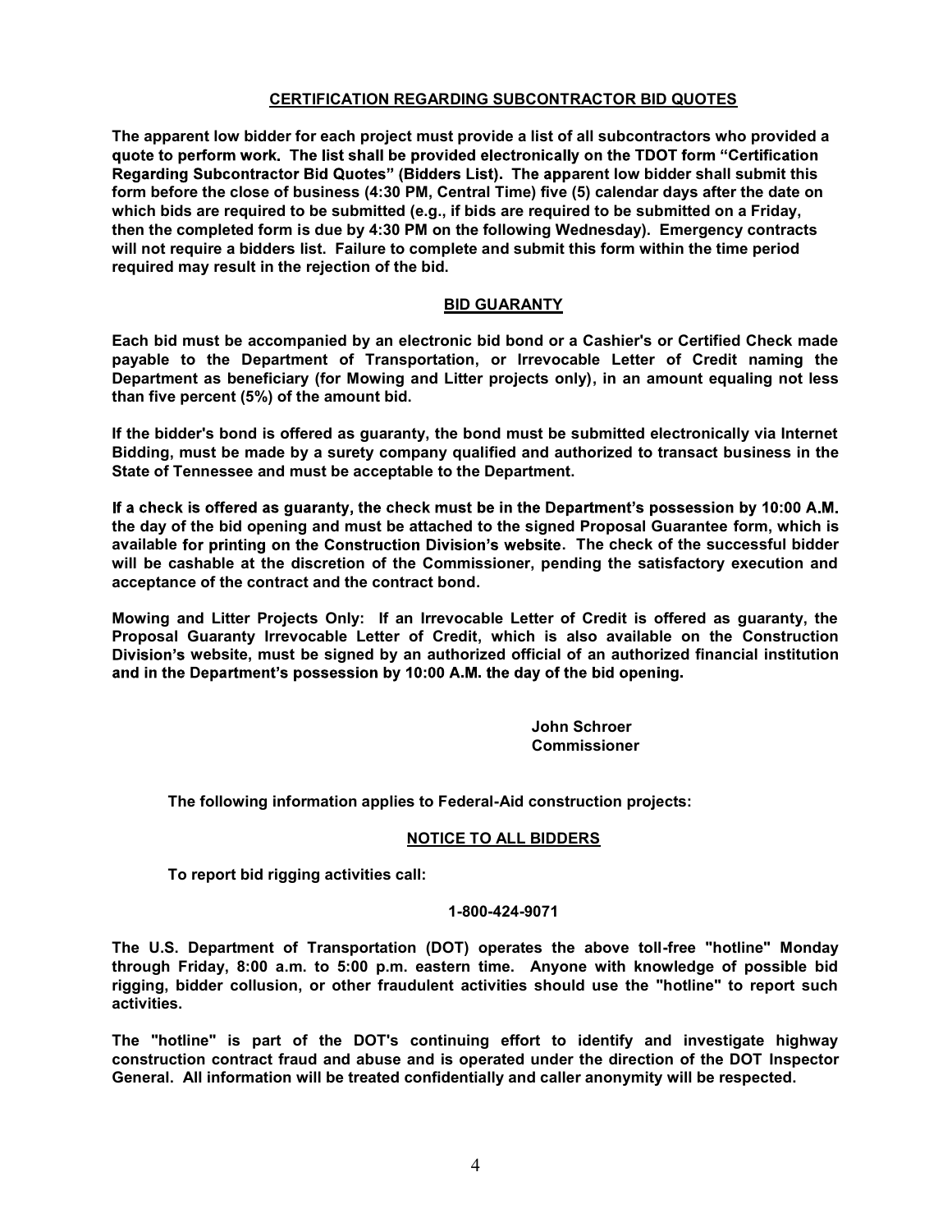## CERTIFICATION REGARDING SUBCONTRACTOR BID QUOTES

**The apparent low bidder for each project must provide a list of all subcontractors who provided a quote to perform work. The list shall be provided electronically on the TDOT form "Certification Regarding Subcontractor Bid Quotes" (Bidders List). The apparent low bidder shall submit this form before the close of business (4:30 PM, Central Time) five (5) calendar days after the date on which bids are required to be submitted (e.g., if bids are required to be submitted on a Friday, then the completed form is due by 4:30 PM on the following Wednesday). Emergency contracts will not require a bidders list. Failure to complete and submit this form within the time period required may result in the rejection of the bid.**

## BID GUARANTY

**Each bid must be accompanied by an electronic bid bond or a Cashier's or Certified Check made payable to the Department of Transportation, or Irrevocable Letter of Credit naming the Department as beneficiary (for Mowing and Litter projects only), in an amount equaling not less than five percent (5%) of the amount bid.**

**If the bidder's bond is offered as guaranty, the bond must be submitted electronically via Internet Bidding, must be made by a surety company qualified and authorized to transact business in the State of Tennessee and must be acceptable to the Department.**

**If a check is offered as guaranty, the check must be in the Department's possession by 10:00 A.M. the day of the bid opening and must be attached to the signed Proposal Guarantee form, which is available for printing on the Construction Division's website. The check of the successful bidder will be cashable at the discretion of the Commissioner, pending the satisfactory execution and acceptance of the contract and the contract bond.**

**Mowing and Litter Projects Only: If an Irrevocable Letter of Credit is offered as guaranty, the Proposal Guaranty Irrevocable Letter of Credit, which is also available on the Construction Division's website, must be signed by an authorized official of an authorized financial institution and in the Department's possession by 10:00 A.M. the day of the bid opening.**

**John Schroer**
**Commissioner**

**The following information applies to Federal-Aid construction projects:**

## NOTICE TO ALL BIDDERS

**To report bid rigging activities call:**

**1-800-424-9071**

**The U.S. Department of Transportation (DOT) operates the above toll-free "hotline" Monday through Friday, 8:00 a.m. to 5:00 p.m. eastern time. Anyone with knowledge of possible bid rigging, bidder collusion, or other fraudulent activities should use the "hotline" to report such activities.**

**The "hotline" is part of the DOT's continuing effort to identify and investigate highway construction contract fraud and abuse and is operated under the direction of the DOT Inspector General. All information will be treated confidentially and caller anonymity will be respected.**